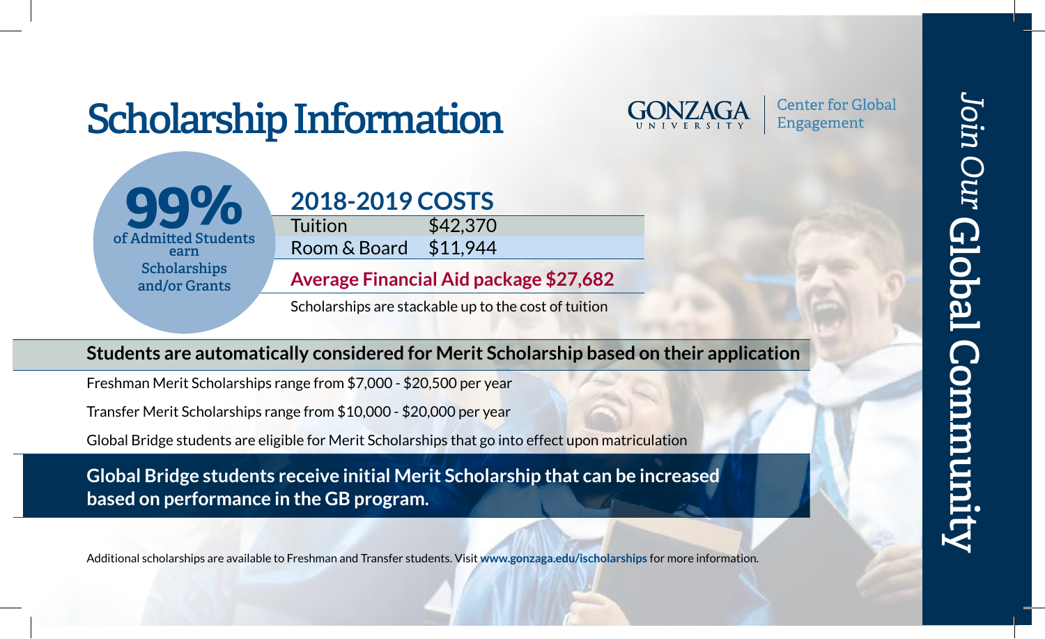# Scholarship Information

GONZAGA UNIVERSITY | Center for Global Engagement

**99%** of Admitted Students earn Scholarships and/or Grants

## 2018-2019 COSTS

| Tuition | $42,370 |
|---|---|
| Room & Board | $11,944 |

**Average Financial Aid package $27,682**

Scholarships are stackable up to the cost of tuition

**Students are automatically considered for Merit Scholarship based on their application**

Freshman Merit Scholarships range from $7,000 - $20,500 per year

Transfer Merit Scholarships range from $10,000 - $20,000 per year

Global Bridge students are eligible for Merit Scholarships that go into effect upon matriculation

**Global Bridge students receive initial Merit Scholarship that can be increased based on performance in the GB program.**

Additional scholarships are available to Freshman and Transfer students. Visit **www.gonzaga.edu/ischolarships** for more information.

*Join Our* **Global Community**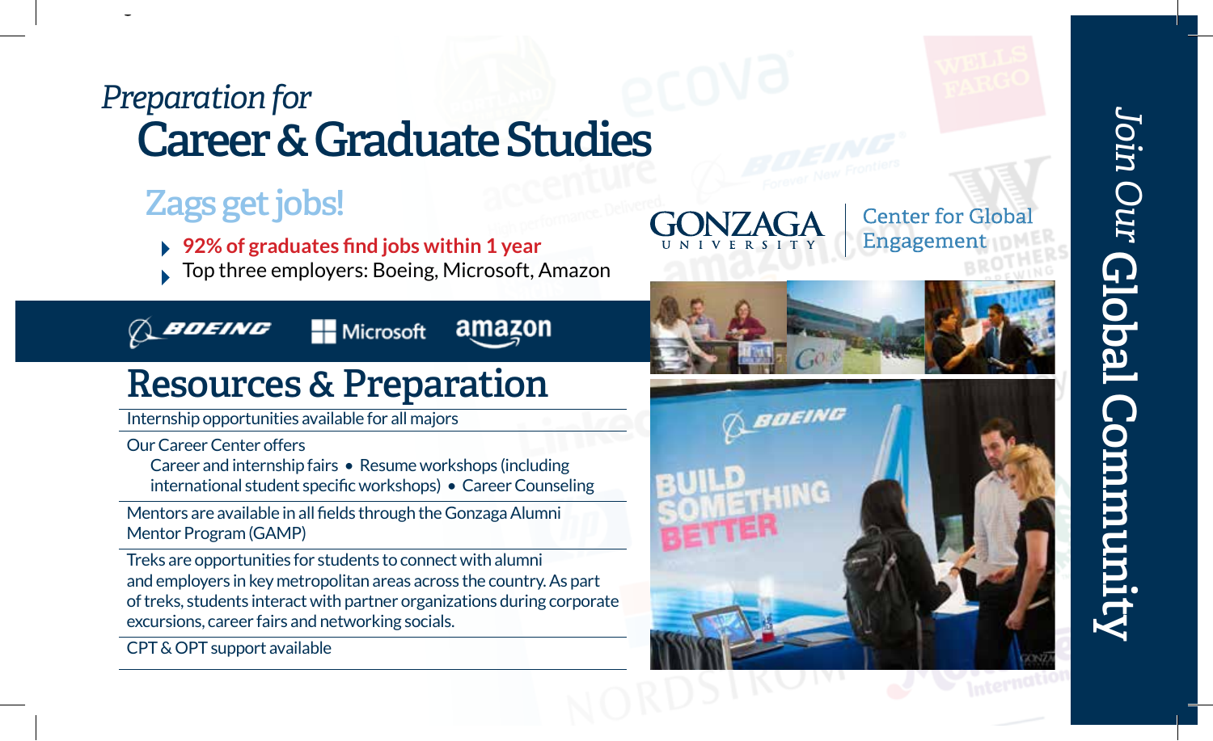*Preparation for*

# Career & Graduate Studies

## Zags get jobs!

- **92% of graduates find jobs within 1 year**
- Top three employers: Boeing, Microsoft, Amazon

## Resources & Preparation

Internship opportunities available for all majors

Our Career Center offers

Career and internship fairs • Resume workshops (including international student specific workshops) • Career Counseling

Mentors are available in all fields through the Gonzaga Alumni Mentor Program (GAMP)

Treks are opportunities for students to connect with alumni and employers in key metropolitan areas across the country. As part of treks, students interact with partner organizations during corporate excursions, career fairs and networking socials.

CPT & OPT support available

GONZAGA UNIVERSITY | Center for Global Engagement

*Join Our* **Global Community**